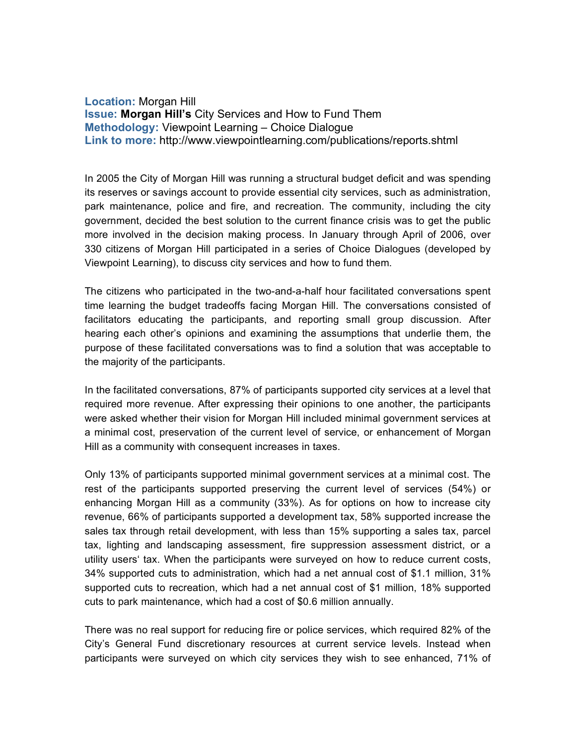**Location:** Morgan Hill
**Issue:** **Morgan Hill's** City Services and How to Fund Them
**Methodology:** Viewpoint Learning – Choice Dialogue
**Link to more:** http://www.viewpointlearning.com/publications/reports.shtml

In 2005 the City of Morgan Hill was running a structural budget deficit and was spending its reserves or savings account to provide essential city services, such as administration, park maintenance, police and fire, and recreation. The community, including the city government, decided the best solution to the current finance crisis was to get the public more involved in the decision making process. In January through April of 2006, over 330 citizens of Morgan Hill participated in a series of Choice Dialogues (developed by Viewpoint Learning), to discuss city services and how to fund them.

The citizens who participated in the two-and-a-half hour facilitated conversations spent time learning the budget tradeoffs facing Morgan Hill. The conversations consisted of facilitators educating the participants, and reporting small group discussion. After hearing each other's opinions and examining the assumptions that underlie them, the purpose of these facilitated conversations was to find a solution that was acceptable to the majority of the participants.

In the facilitated conversations, 87% of participants supported city services at a level that required more revenue. After expressing their opinions to one another, the participants were asked whether their vision for Morgan Hill included minimal government services at a minimal cost, preservation of the current level of service, or enhancement of Morgan Hill as a community with consequent increases in taxes.

Only 13% of participants supported minimal government services at a minimal cost. The rest of the participants supported preserving the current level of services (54%) or enhancing Morgan Hill as a community (33%). As for options on how to increase city revenue, 66% of participants supported a development tax, 58% supported increase the sales tax through retail development, with less than 15% supporting a sales tax, parcel tax, lighting and landscaping assessment, fire suppression assessment district, or a utility users' tax. When the participants were surveyed on how to reduce current costs, 34% supported cuts to administration, which had a net annual cost of $1.1 million, 31% supported cuts to recreation, which had a net annual cost of $1 million, 18% supported cuts to park maintenance, which had a cost of $0.6 million annually.

There was no real support for reducing fire or police services, which required 82% of the City's General Fund discretionary resources at current service levels. Instead when participants were surveyed on which city services they wish to see enhanced, 71% of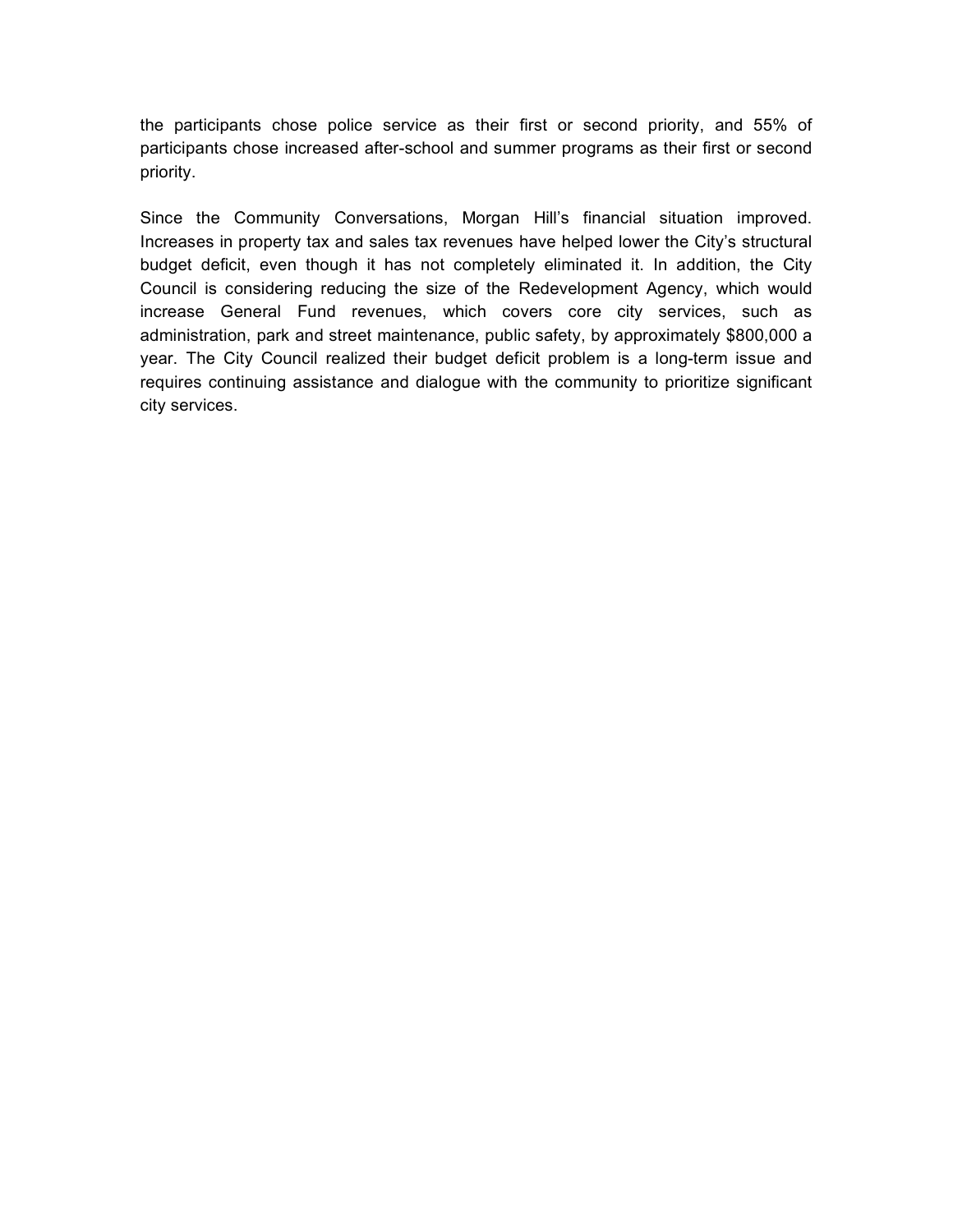the participants chose police service as their first or second priority, and 55% of participants chose increased after-school and summer programs as their first or second priority.

Since the Community Conversations, Morgan Hill's financial situation improved. Increases in property tax and sales tax revenues have helped lower the City's structural budget deficit, even though it has not completely eliminated it. In addition, the City Council is considering reducing the size of the Redevelopment Agency, which would increase General Fund revenues, which covers core city services, such as administration, park and street maintenance, public safety, by approximately $800,000 a year. The City Council realized their budget deficit problem is a long-term issue and requires continuing assistance and dialogue with the community to prioritize significant city services.